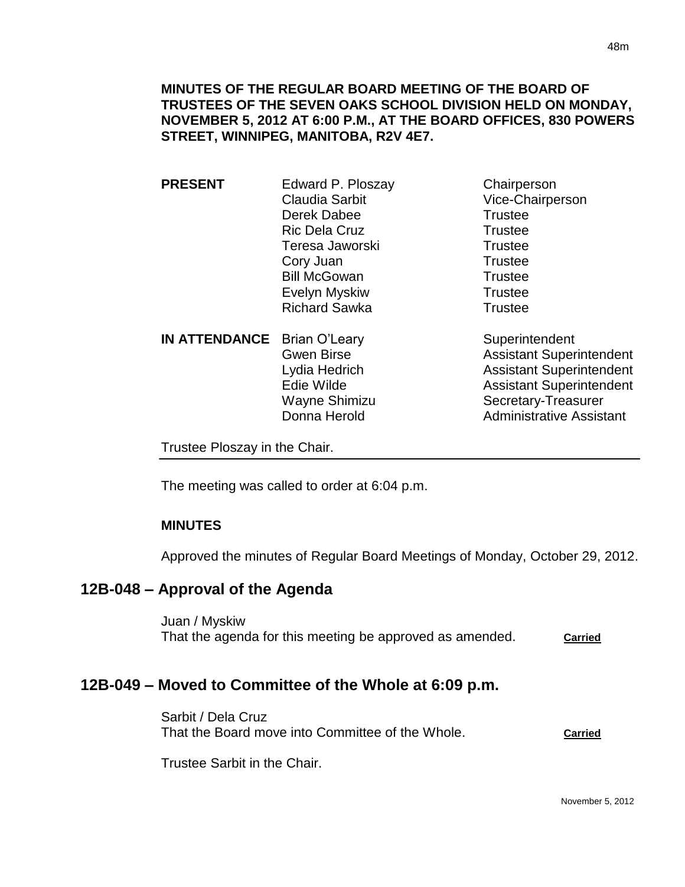**MINUTES OF THE REGULAR BOARD MEETING OF THE BOARD OF TRUSTEES OF THE SEVEN OAKS SCHOOL DIVISION HELD ON MONDAY, NOVEMBER 5, 2012 AT 6:00 P.M., AT THE BOARD OFFICES, 830 POWERS STREET, WINNIPEG, MANITOBA, R2V 4E7.**

| | | |
|---|---|---|
| **PRESENT** | Edward P. Ploszay | Chairperson |
| | Claudia Sarbit | Vice-Chairperson |
| | Derek Dabee | Trustee |
| | Ric Dela Cruz | Trustee |
| | Teresa Jaworski | Trustee |
| | Cory Juan | Trustee |
| | Bill McGowan | Trustee |
| | Evelyn Myskiw | Trustee |
| | Richard Sawka | Trustee |
| **IN ATTENDANCE** | Brian O'Leary | Superintendent |
| | Gwen Birse | Assistant Superintendent |
| | Lydia Hedrich | Assistant Superintendent |
| | Edie Wilde | Assistant Superintendent |
| | Wayne Shimizu | Secretary-Treasurer |
| | Donna Herold | Administrative Assistant |

Trustee Ploszay in the Chair.

The meeting was called to order at 6:04 p.m.

**MINUTES**

Approved the minutes of Regular Board Meetings of Monday, October 29, 2012.

## 12B-048 – Approval of the Agenda

Juan / Myskiw
That the agenda for this meeting be approved as amended. **Carried**

## 12B-049 – Moved to Committee of the Whole at 6:09 p.m.

Sarbit / Dela Cruz
That the Board move into Committee of the Whole. **Carried**

Trustee Sarbit in the Chair.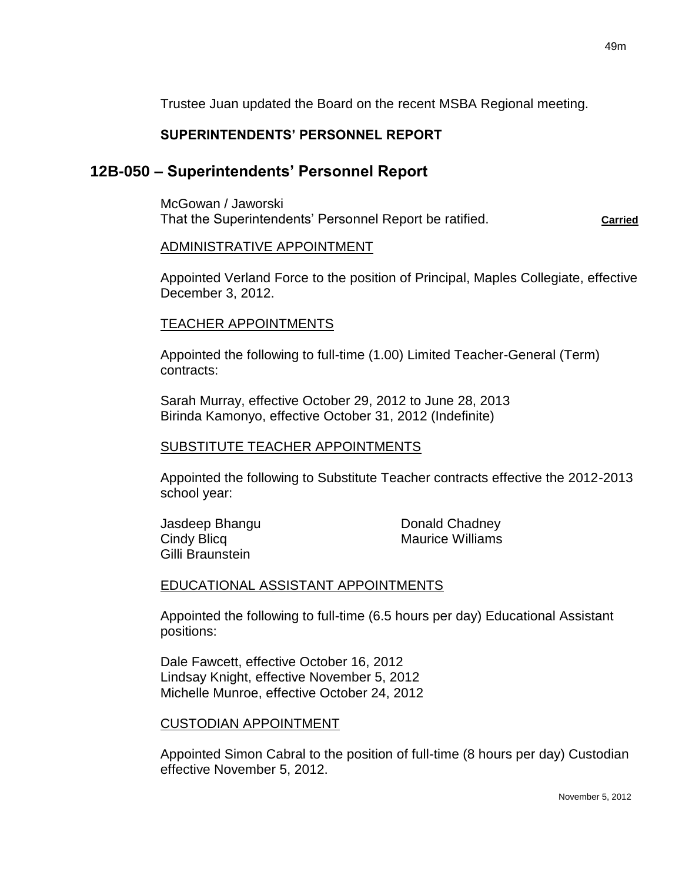Trustee Juan updated the Board on the recent MSBA Regional meeting.

**SUPERINTENDENTS' PERSONNEL REPORT**

## 12B-050 – Superintendents' Personnel Report

McGowan / Jaworski
That the Superintendents' Personnel Report be ratified. **Carried**

ADMINISTRATIVE APPOINTMENT

Appointed Verland Force to the position of Principal, Maples Collegiate, effective December 3, 2012.

TEACHER APPOINTMENTS

Appointed the following to full-time (1.00) Limited Teacher-General (Term) contracts:

Sarah Murray, effective October 29, 2012 to June 28, 2013
Birinda Kamonyo, effective October 31, 2012 (Indefinite)

SUBSTITUTE TEACHER APPOINTMENTS

Appointed the following to Substitute Teacher contracts effective the 2012-2013 school year:

Jasdeep Bhangu
Cindy Blicq
Gilli Braunstein
Donald Chadney
Maurice Williams

EDUCATIONAL ASSISTANT APPOINTMENTS

Appointed the following to full-time (6.5 hours per day) Educational Assistant positions:

Dale Fawcett, effective October 16, 2012
Lindsay Knight, effective November 5, 2012
Michelle Munroe, effective October 24, 2012

CUSTODIAN APPOINTMENT

Appointed Simon Cabral to the position of full-time (8 hours per day) Custodian effective November 5, 2012.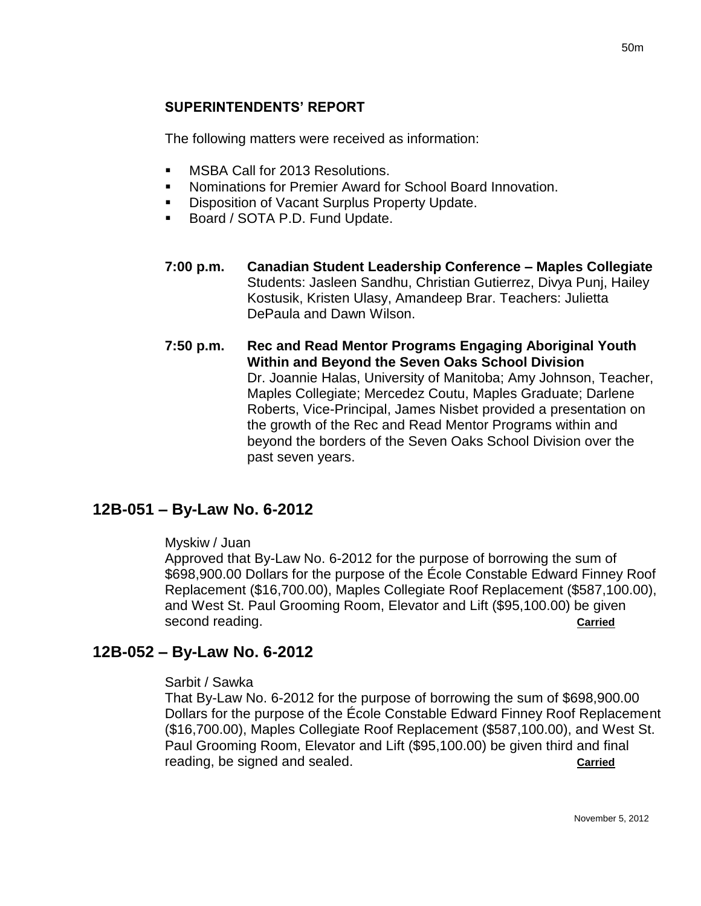### SUPERINTENDENTS' REPORT

The following matters were received as information:

- MSBA Call for 2013 Resolutions.
- Nominations for Premier Award for School Board Innovation.
- Disposition of Vacant Surplus Property Update.
- Board / SOTA P.D. Fund Update.

**7:00 p.m. Canadian Student Leadership Conference – Maples Collegiate**
Students: Jasleen Sandhu, Christian Gutierrez, Divya Punj, Hailey Kostusik, Kristen Ulasy, Amandeep Brar. Teachers: Julietta DePaula and Dawn Wilson.

**7:50 p.m. Rec and Read Mentor Programs Engaging Aboriginal Youth Within and Beyond the Seven Oaks School Division**
Dr. Joannie Halas, University of Manitoba; Amy Johnson, Teacher, Maples Collegiate; Mercedez Coutu, Maples Graduate; Darlene Roberts, Vice-Principal, James Nisbet provided a presentation on the growth of the Rec and Read Mentor Programs within and beyond the borders of the Seven Oaks School Division over the past seven years.

## 12B-051 – By-Law No. 6-2012

Myskiw / Juan
Approved that By-Law No. 6-2012 for the purpose of borrowing the sum of $698,900.00 Dollars for the purpose of the École Constable Edward Finney Roof Replacement ($16,700.00), Maples Collegiate Roof Replacement ($587,100.00), and West St. Paul Grooming Room, Elevator and Lift ($95,100.00) be given second reading. **Carried**

## 12B-052 – By-Law No. 6-2012

Sarbit / Sawka
That By-Law No. 6-2012 for the purpose of borrowing the sum of $698,900.00 Dollars for the purpose of the École Constable Edward Finney Roof Replacement ($16,700.00), Maples Collegiate Roof Replacement ($587,100.00), and West St. Paul Grooming Room, Elevator and Lift ($95,100.00) be given third and final reading, be signed and sealed. **Carried**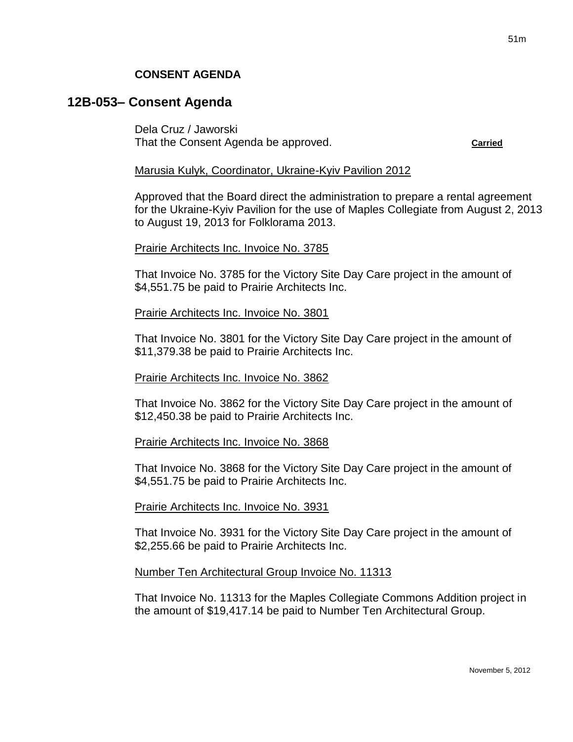**CONSENT AGENDA**

## 12B-053– Consent Agenda

Dela Cruz / Jaworski
That the Consent Agenda be approved. **Carried**

Marusia Kulyk, Coordinator, Ukraine-Kyiv Pavilion 2012

Approved that the Board direct the administration to prepare a rental agreement for the Ukraine-Kyiv Pavilion for the use of Maples Collegiate from August 2, 2013 to August 19, 2013 for Folklorama 2013.

Prairie Architects Inc. Invoice No. 3785

That Invoice No. 3785 for the Victory Site Day Care project in the amount of $4,551.75 be paid to Prairie Architects Inc.

Prairie Architects Inc. Invoice No. 3801

That Invoice No. 3801 for the Victory Site Day Care project in the amount of $11,379.38 be paid to Prairie Architects Inc.

Prairie Architects Inc. Invoice No. 3862

That Invoice No. 3862 for the Victory Site Day Care project in the amount of $12,450.38 be paid to Prairie Architects Inc.

Prairie Architects Inc. Invoice No. 3868

That Invoice No. 3868 for the Victory Site Day Care project in the amount of $4,551.75 be paid to Prairie Architects Inc.

Prairie Architects Inc. Invoice No. 3931

That Invoice No. 3931 for the Victory Site Day Care project in the amount of $2,255.66 be paid to Prairie Architects Inc.

Number Ten Architectural Group Invoice No. 11313

That Invoice No. 11313 for the Maples Collegiate Commons Addition project in the amount of $19,417.14 be paid to Number Ten Architectural Group.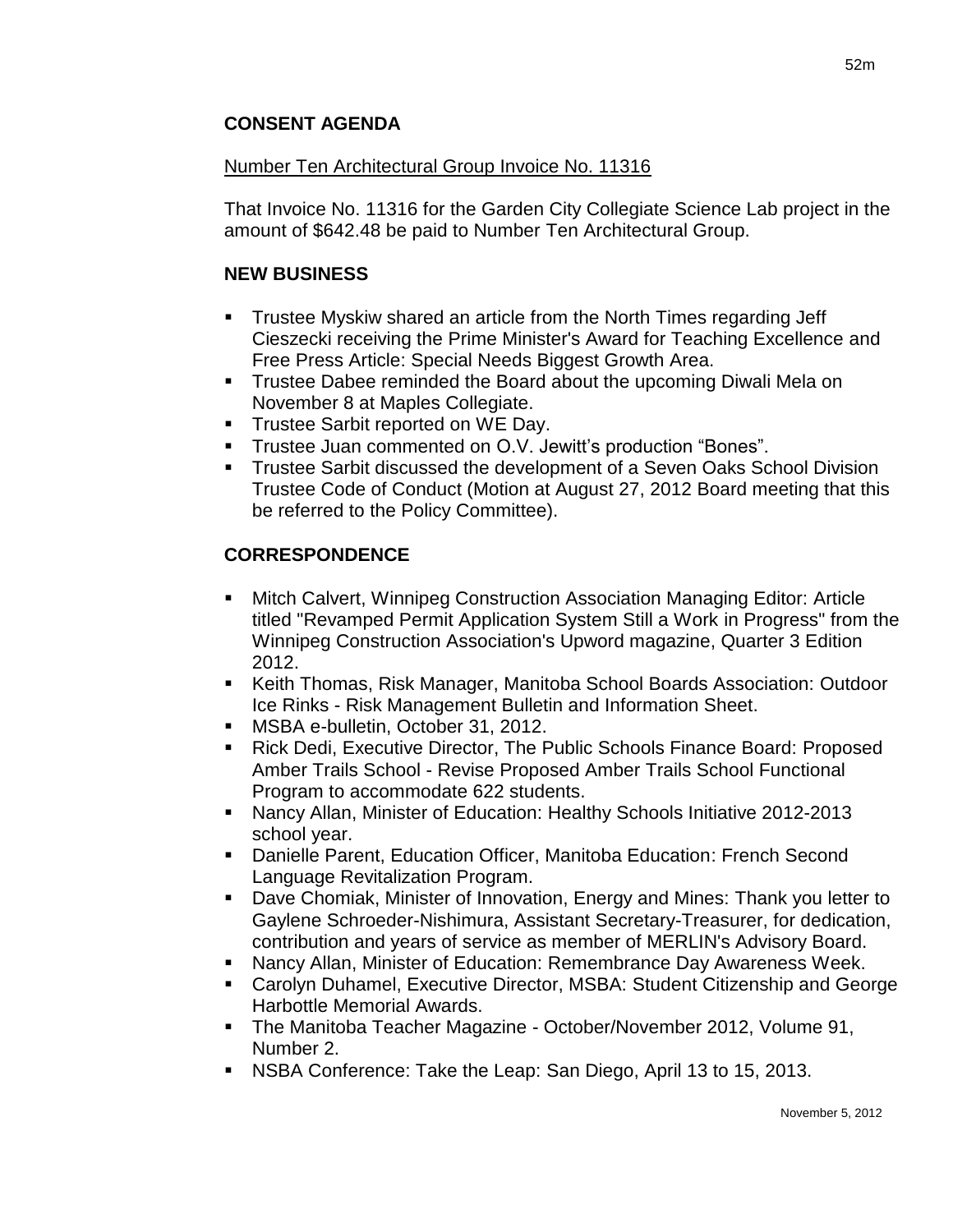## CONSENT AGENDA

Number Ten Architectural Group Invoice No. 11316

That Invoice No. 11316 for the Garden City Collegiate Science Lab project in the amount of $642.48 be paid to Number Ten Architectural Group.

## NEW BUSINESS

- Trustee Myskiw shared an article from the North Times regarding Jeff Cieszecki receiving the Prime Minister's Award for Teaching Excellence and Free Press Article: Special Needs Biggest Growth Area.
- Trustee Dabee reminded the Board about the upcoming Diwali Mela on November 8 at Maples Collegiate.
- Trustee Sarbit reported on WE Day.
- Trustee Juan commented on O.V. Jewitt's production "Bones".
- Trustee Sarbit discussed the development of a Seven Oaks School Division Trustee Code of Conduct (Motion at August 27, 2012 Board meeting that this be referred to the Policy Committee).

## CORRESPONDENCE

- Mitch Calvert, Winnipeg Construction Association Managing Editor: Article titled "Revamped Permit Application System Still a Work in Progress" from the Winnipeg Construction Association's Upword magazine, Quarter 3 Edition 2012.
- Keith Thomas, Risk Manager, Manitoba School Boards Association: Outdoor Ice Rinks - Risk Management Bulletin and Information Sheet.
- MSBA e-bulletin, October 31, 2012.
- Rick Dedi, Executive Director, The Public Schools Finance Board: Proposed Amber Trails School - Revise Proposed Amber Trails School Functional Program to accommodate 622 students.
- Nancy Allan, Minister of Education: Healthy Schools Initiative 2012-2013 school year.
- Danielle Parent, Education Officer, Manitoba Education: French Second Language Revitalization Program.
- Dave Chomiak, Minister of Innovation, Energy and Mines: Thank you letter to Gaylene Schroeder-Nishimura, Assistant Secretary-Treasurer, for dedication, contribution and years of service as member of MERLIN's Advisory Board.
- Nancy Allan, Minister of Education: Remembrance Day Awareness Week.
- Carolyn Duhamel, Executive Director, MSBA: Student Citizenship and George Harbottle Memorial Awards.
- The Manitoba Teacher Magazine - October/November 2012, Volume 91, Number 2.
- NSBA Conference: Take the Leap: San Diego, April 13 to 15, 2013.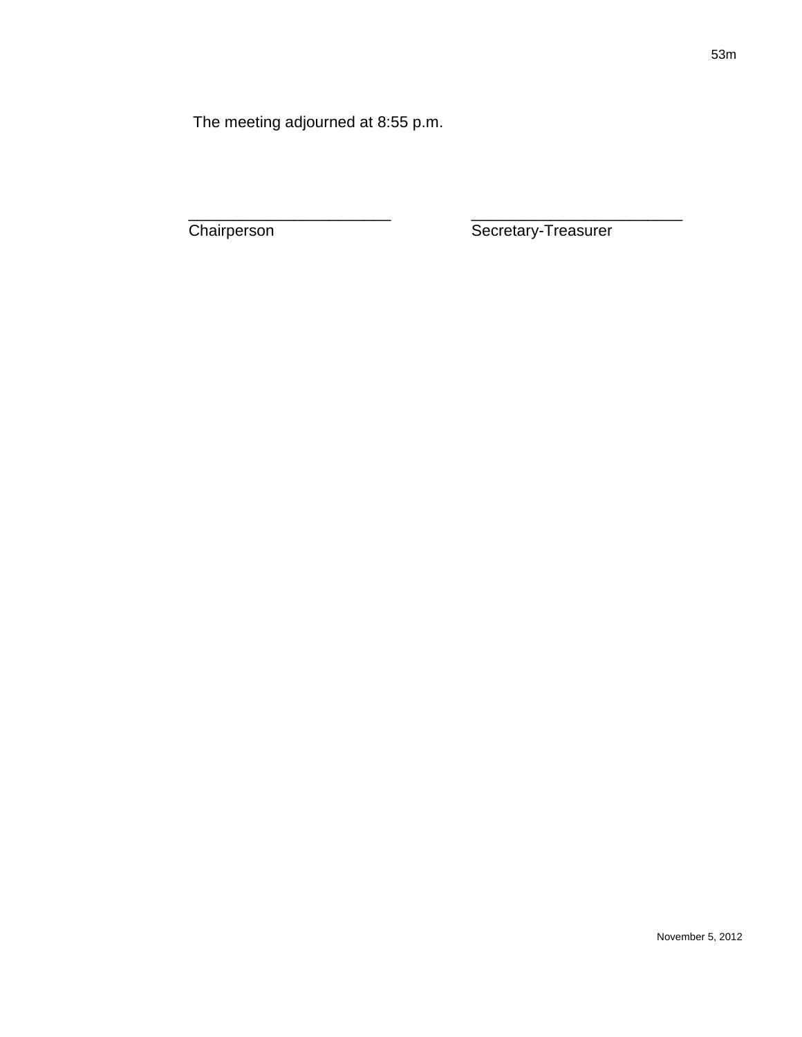The meeting adjourned at 8:55 p.m.

\_\_\_\_\_\_\_\_\_\_\_\_\_\_\_\_\_\_\_\_\_\_\_\_ \_\_\_\_\_\_\_\_\_\_\_\_\_\_\_\_\_\_\_\_\_\_\_\_\_

Chairperson Secretary-Treasurer